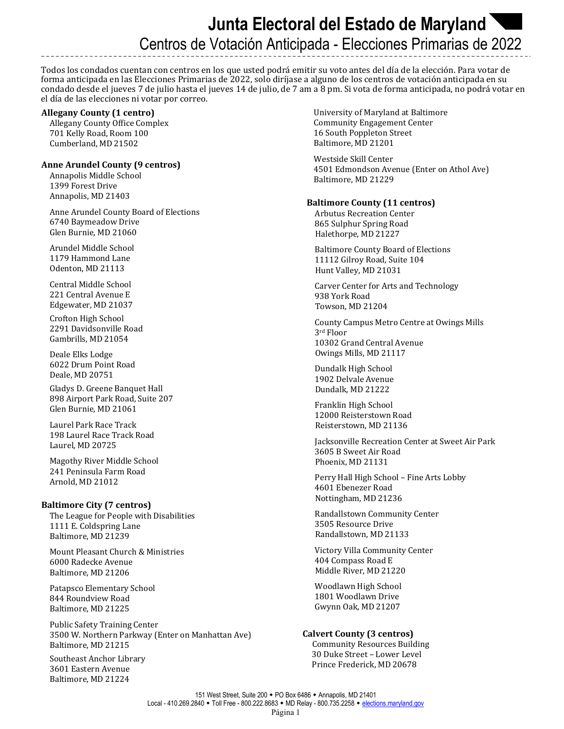# Junta Electoral del Estado de Maryland

## Centros de Votación Anticipada - Elecciones Primarias de 2022

Todos los condados cuentan con centros en los que usted podrá emitir su voto antes del día de la elección. Para votar de forma anticipada en las Elecciones Primarias de 2022, solo diríjase a alguno de los centros de votación anticipada en su condado desde el jueves 7 de julio hasta el jueves 14 de julio, de 7 am a 8 pm. Si vota de forma anticipada, no podrá votar en el día de las elecciones ni votar por correo.

**Allegany County (1 centro)**

Allegany County Office Complex
701 Kelly Road, Room 100
Cumberland, MD 21502

**Anne Arundel County (9 centros)**

Annapolis Middle School
1399 Forest Drive
Annapolis, MD 21403

Anne Arundel County Board of Elections
6740 Baymeadow Drive
Glen Burnie, MD 21060

Arundel Middle School
1179 Hammond Lane
Odenton, MD 21113

Central Middle School
221 Central Avenue E
Edgewater, MD 21037

Crofton High School
2291 Davidsonville Road
Gambrills, MD 21054

Deale Elks Lodge
6022 Drum Point Road
Deale, MD 20751

Gladys D. Greene Banquet Hall
898 Airport Park Road, Suite 207
Glen Burnie, MD 21061

Laurel Park Race Track
198 Laurel Race Track Road
Laurel, MD 20725

Magothy River Middle School
241 Peninsula Farm Road
Arnold, MD 21012

**Baltimore City (7 centros)**

The League for People with Disabilities
1111 E. Coldspring Lane
Baltimore, MD 21239

Mount Pleasant Church & Ministries
6000 Radecke Avenue
Baltimore, MD 21206

Patapsco Elementary School
844 Roundview Road
Baltimore, MD 21225

Public Safety Training Center
3500 W. Northern Parkway (Enter on Manhattan Ave)
Baltimore, MD 21215

Southeast Anchor Library
3601 Eastern Avenue
Baltimore, MD 21224

University of Maryland at Baltimore
Community Engagement Center
16 South Poppleton Street
Baltimore, MD 21201

Westside Skill Center
4501 Edmondson Avenue (Enter on Athol Ave)
Baltimore, MD 21229

**Baltimore County (11 centros)**

Arbutus Recreation Center
865 Sulphur Spring Road
Halethorpe, MD 21227

Baltimore County Board of Elections
11112 Gilroy Road, Suite 104
Hunt Valley, MD 21031

Carver Center for Arts and Technology
938 York Road
Towson, MD 21204

County Campus Metro Centre at Owings Mills
3rd Floor
10302 Grand Central Avenue
Owings Mills, MD 21117

Dundalk High School
1902 Delvale Avenue
Dundalk, MD 21222

Franklin High School
12000 Reisterstown Road
Reisterstown, MD 21136

Jacksonville Recreation Center at Sweet Air Park
3605 B Sweet Air Road
Phoenix, MD 21131

Perry Hall High School – Fine Arts Lobby
4601 Ebenezer Road
Nottingham, MD 21236

Randallstown Community Center
3505 Resource Drive
Randallstown, MD 21133

Victory Villa Community Center
404 Compass Road E
Middle River, MD 21220

Woodlawn High School
1801 Woodlawn Drive
Gwynn Oak, MD 21207

**Calvert County (3 centros)**

Community Resources Building
30 Duke Street – Lower Level
Prince Frederick, MD 20678

151 West Street, Suite 200 ◆ PO Box 6486 ◆ Annapolis, MD 21401
Local - 410.269.2840 ◆ Toll Free - 800.222.8683 ◆ MD Relay - 800.735.2258 ◆ elections.maryland.gov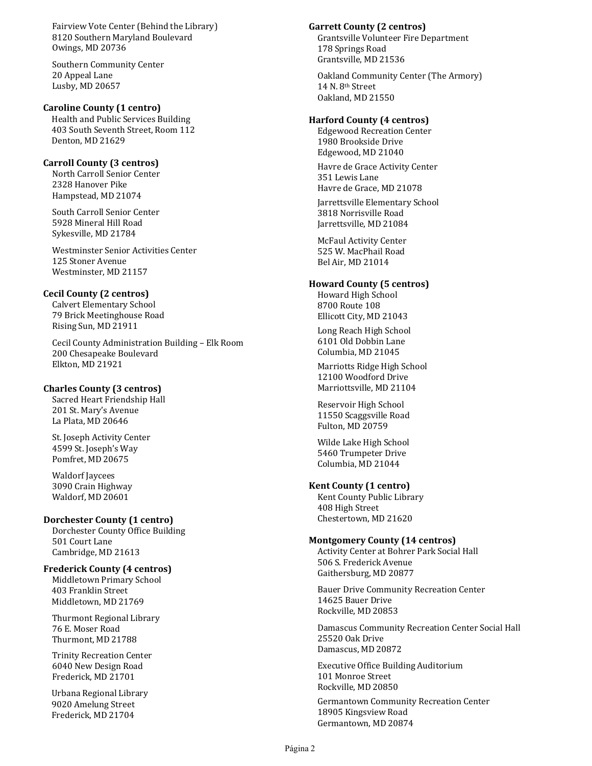Fairview Vote Center (Behind the Library)
8120 Southern Maryland Boulevard
Owings, MD 20736

Southern Community Center
20 Appeal Lane
Lusby, MD 20657

**Caroline County (1 centro)**

Health and Public Services Building
403 South Seventh Street, Room 112
Denton, MD 21629

**Carroll County (3 centros)**

North Carroll Senior Center
2328 Hanover Pike
Hampstead, MD 21074

South Carroll Senior Center
5928 Mineral Hill Road
Sykesville, MD 21784

Westminster Senior Activities Center
125 Stoner Avenue
Westminster, MD 21157

**Cecil County (2 centros)**

Calvert Elementary School
79 Brick Meetinghouse Road
Rising Sun, MD 21911

Cecil County Administration Building – Elk Room
200 Chesapeake Boulevard
Elkton, MD 21921

**Charles County (3 centros)**

Sacred Heart Friendship Hall
201 St. Mary's Avenue
La Plata, MD 20646

St. Joseph Activity Center
4599 St. Joseph's Way
Pomfret, MD 20675

Waldorf Jaycees
3090 Crain Highway
Waldorf, MD 20601

**Dorchester County (1 centro)**

Dorchester County Office Building
501 Court Lane
Cambridge, MD 21613

**Frederick County (4 centros)**

Middletown Primary School
403 Franklin Street
Middletown, MD 21769

Thurmont Regional Library
76 E. Moser Road
Thurmont, MD 21788

Trinity Recreation Center
6040 New Design Road
Frederick, MD 21701

Urbana Regional Library
9020 Amelung Street
Frederick, MD 21704

**Garrett County (2 centros)**

Grantsville Volunteer Fire Department
178 Springs Road
Grantsville, MD 21536

Oakland Community Center (The Armory)
14 N. 8th Street
Oakland, MD 21550

**Harford County (4 centros)**

Edgewood Recreation Center
1980 Brookside Drive
Edgewood, MD 21040

Havre de Grace Activity Center
351 Lewis Lane
Havre de Grace, MD 21078

Jarrettsville Elementary School
3818 Norrisville Road
Jarrettsville, MD 21084

McFaul Activity Center
525 W. MacPhail Road
Bel Air, MD 21014

**Howard County (5 centros)**

Howard High School
8700 Route 108
Ellicott City, MD 21043

Long Reach High School
6101 Old Dobbin Lane
Columbia, MD 21045

Marriotts Ridge High School
12100 Woodford Drive
Marriottsville, MD 21104

Reservoir High School
11550 Scaggsville Road
Fulton, MD 20759

Wilde Lake High School
5460 Trumpeter Drive
Columbia, MD 21044

**Kent County (1 centro)**

Kent County Public Library
408 High Street
Chestertown, MD 21620

**Montgomery County (14 centros)**

Activity Center at Bohrer Park Social Hall
506 S. Frederick Avenue
Gaithersburg, MD 20877

Bauer Drive Community Recreation Center
14625 Bauer Drive
Rockville, MD 20853

Damascus Community Recreation Center Social Hall
25520 Oak Drive
Damascus, MD 20872

Executive Office Building Auditorium
101 Monroe Street
Rockville, MD 20850

Germantown Community Recreation Center
18905 Kingsview Road
Germantown, MD 20874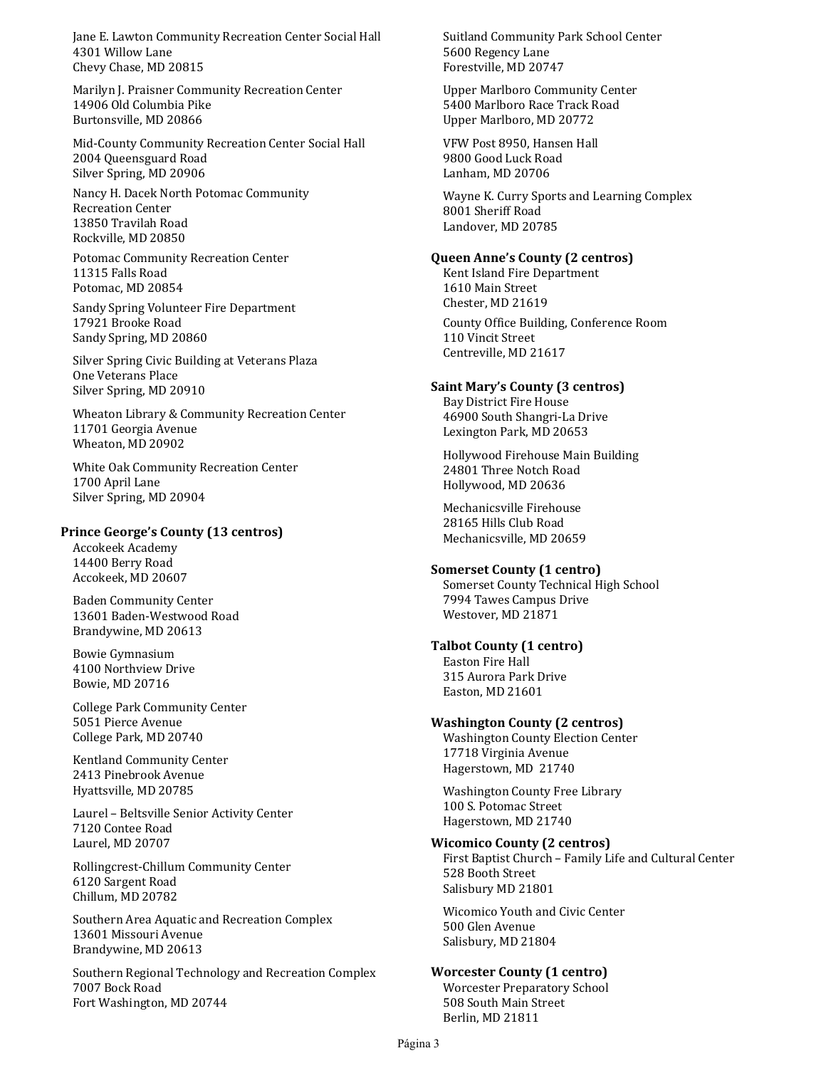Jane E. Lawton Community Recreation Center Social Hall
4301 Willow Lane
Chevy Chase, MD 20815

Marilyn J. Praisner Community Recreation Center
14906 Old Columbia Pike
Burtonsville, MD 20866

Mid-County Community Recreation Center Social Hall
2004 Queensguard Road
Silver Spring, MD 20906

Nancy H. Dacek North Potomac Community Recreation Center
13850 Travilah Road
Rockville, MD 20850

Potomac Community Recreation Center
11315 Falls Road
Potomac, MD 20854

Sandy Spring Volunteer Fire Department
17921 Brooke Road
Sandy Spring, MD 20860

Silver Spring Civic Building at Veterans Plaza
One Veterans Place
Silver Spring, MD 20910

Wheaton Library & Community Recreation Center
11701 Georgia Avenue
Wheaton, MD 20902

White Oak Community Recreation Center
1700 April Lane
Silver Spring, MD 20904

**Prince George's County (13 centros)**

Accokeek Academy
14400 Berry Road
Accokeek, MD 20607

Baden Community Center
13601 Baden-Westwood Road
Brandywine, MD 20613

Bowie Gymnasium
4100 Northview Drive
Bowie, MD 20716

College Park Community Center
5051 Pierce Avenue
College Park, MD 20740

Kentland Community Center
2413 Pinebrook Avenue
Hyattsville, MD 20785

Laurel – Beltsville Senior Activity Center
7120 Contee Road
Laurel, MD 20707

Rollingcrest-Chillum Community Center
6120 Sargent Road
Chillum, MD 20782

Southern Area Aquatic and Recreation Complex
13601 Missouri Avenue
Brandywine, MD 20613

Southern Regional Technology and Recreation Complex
7007 Bock Road
Fort Washington, MD 20744

Suitland Community Park School Center
5600 Regency Lane
Forestville, MD 20747

Upper Marlboro Community Center
5400 Marlboro Race Track Road
Upper Marlboro, MD 20772

VFW Post 8950, Hansen Hall
9800 Good Luck Road
Lanham, MD 20706

Wayne K. Curry Sports and Learning Complex
8001 Sheriff Road
Landover, MD 20785

**Queen Anne's County (2 centros)**

Kent Island Fire Department
1610 Main Street
Chester, MD 21619

County Office Building, Conference Room
110 Vincit Street
Centreville, MD 21617

**Saint Mary's County (3 centros)**

Bay District Fire House
46900 South Shangri-La Drive
Lexington Park, MD 20653

Hollywood Firehouse Main Building
24801 Three Notch Road
Hollywood, MD 20636

Mechanicsville Firehouse
28165 Hills Club Road
Mechanicsville, MD 20659

**Somerset County (1 centro)**

Somerset County Technical High School
7994 Tawes Campus Drive
Westover, MD 21871

**Talbot County (1 centro)**

Easton Fire Hall
315 Aurora Park Drive
Easton, MD 21601

**Washington County (2 centros)**

Washington County Election Center
17718 Virginia Avenue
Hagerstown, MD 21740

Washington County Free Library
100 S. Potomac Street
Hagerstown, MD 21740

**Wicomico County (2 centros)**

First Baptist Church – Family Life and Cultural Center
528 Booth Street
Salisbury MD 21801

Wicomico Youth and Civic Center
500 Glen Avenue
Salisbury, MD 21804

**Worcester County (1 centro)**

Worcester Preparatory School
508 South Main Street
Berlin, MD 21811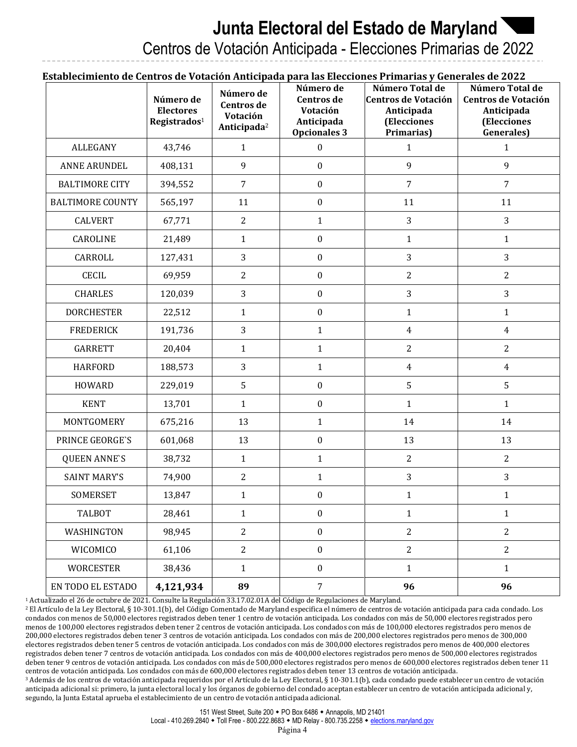# Junta Electoral del Estado de Maryland

## Centros de Votación Anticipada - Elecciones Primarias de 2022

### Establecimiento de Centros de Votación Anticipada para las Elecciones Primarias y Generales de 2022

| | Número de Electores Registrados[1] | Número de Centros de Votación Anticipada[2] | Número de Centros de Votación Anticipada Opcionales 3 | Número Total de Centros de Votación Anticipada (Elecciones Primarias) | Número Total de Centros de Votación Anticipada (Elecciones Generales) |
|---|---|---|---|---|---|
| ALLEGANY | 43,746 | 1 | 0 | 1 | 1 |
| ANNE ARUNDEL | 408,131 | 9 | 0 | 9 | 9 |
| BALTIMORE CITY | 394,552 | 7 | 0 | 7 | 7 |
| BALTIMORE COUNTY | 565,197 | 11 | 0 | 11 | 11 |
| CALVERT | 67,771 | 2 | 1 | 3 | 3 |
| CAROLINE | 21,489 | 1 | 0 | 1 | 1 |
| CARROLL | 127,431 | 3 | 0 | 3 | 3 |
| CECIL | 69,959 | 2 | 0 | 2 | 2 |
| CHARLES | 120,039 | 3 | 0 | 3 | 3 |
| DORCHESTER | 22,512 | 1 | 0 | 1 | 1 |
| FREDERICK | 191,736 | 3 | 1 | 4 | 4 |
| GARRETT | 20,404 | 1 | 1 | 2 | 2 |
| HARFORD | 188,573 | 3 | 1 | 4 | 4 |
| HOWARD | 229,019 | 5 | 0 | 5 | 5 |
| KENT | 13,701 | 1 | 0 | 1 | 1 |
| MONTGOMERY | 675,216 | 13 | 1 | 14 | 14 |
| PRINCE GEORGE`S | 601,068 | 13 | 0 | 13 | 13 |
| QUEEN ANNE`S | 38,732 | 1 | 1 | 2 | 2 |
| SAINT MARY'S | 74,900 | 2 | 1 | 3 | 3 |
| SOMERSET | 13,847 | 1 | 0 | 1 | 1 |
| TALBOT | 28,461 | 1 | 0 | 1 | 1 |
| WASHINGTON | 98,945 | 2 | 0 | 2 | 2 |
| WICOMICO | 61,106 | 2 | 0 | 2 | 2 |
| WORCESTER | 38,436 | 1 | 0 | 1 | 1 |
| EN TODO EL ESTADO | **4,121,934** | **89** | 7 | **96** | **96** |

[1] Actualizado el 26 de octubre de 2021. Consulte la Regulación 33.17.02.01A del Código de Regulaciones de Maryland.

[2] El Artículo de la Ley Electoral, § 10-301.1(b), del Código Comentado de Maryland especifica el número de centros de votación anticipada para cada condado. Los condados con menos de 50,000 electores registrados deben tener 1 centro de votación anticipada. Los condados con más de 50,000 electores registrados pero menos de 100,000 electores registrados deben tener 2 centros de votación anticipada. Los condados con más de 100,000 electores registrados pero menos de 200,000 electores registrados deben tener 3 centros de votación anticipada. Los condados con más de 200,000 electores registrados pero menos de 300,000 electores registrados deben tener 5 centros de votación anticipada. Los condados con más de 300,000 electores registrados pero menos de 400,000 electores registrados deben tener 7 centros de votación anticipada. Los condados con más de 400,000 electores registrados pero menos de 500,000 electores registrados deben tener 9 centros de votación anticipada. Los condados con más de 500,000 electores registrados pero menos de 600,000 electores registrados deben tener 11 centros de votación anticipada. Los condados con más de 600,000 electores registrados deben tener 13 centros de votación anticipada.

[3] Además de los centros de votación anticipada requeridos por el Artículo de la Ley Electoral, § 10-301.1(b), cada condado puede establecer un centro de votación anticipada adicional si: primero, la junta electoral local y los órganos de gobierno del condado aceptan establecer un centro de votación anticipada adicional y, segundo, la Junta Estatal aprueba el establecimiento de un centro de votación anticipada adicional.

151 West Street, Suite 200 ◆ PO Box 6486 ◆ Annapolis, MD 21401
Local - 410.269.2840 ◆ Toll Free - 800.222.8683 ◆ MD Relay - 800.735.2258 ◆ elections.maryland.gov